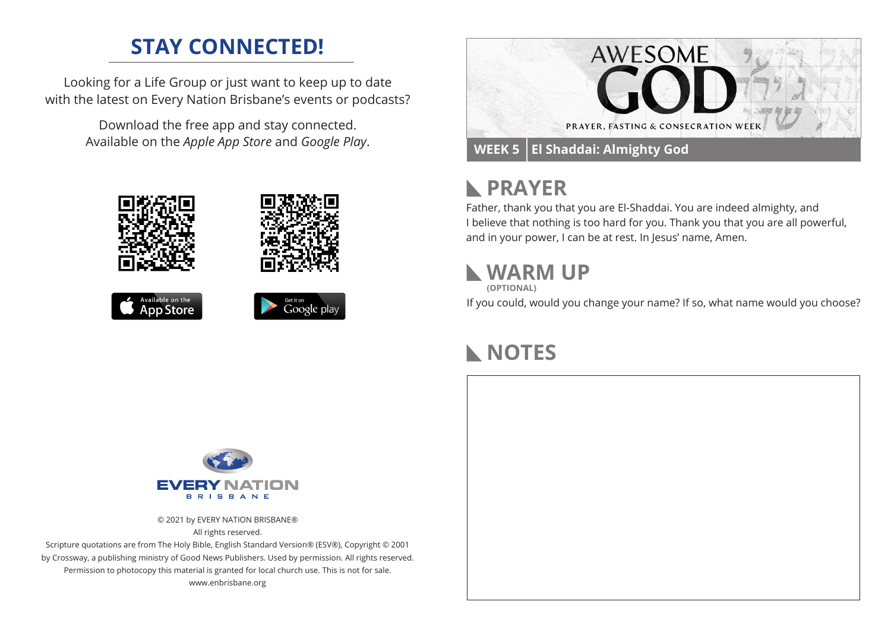## STAY CONNECTED!

Looking for a Life Group or just want to keep up to date with the latest on Every Nation Brisbane's events or podcasts?

Download the free app and stay connected. Available on the *Apple App Store* and *Google Play*.

Available on the App Store

Get it on Google play

EVERY NATION BRISBANE

© 2021 by EVERY NATION BRISBANE®
All rights reserved.
Scripture quotations are from The Holy Bible, English Standard Version® (ESV®), Copyright © 2001 by Crossway, a publishing ministry of Good News Publishers. Used by permission. All rights reserved.
Permission to photocopy this material is granted for local church use. This is not for sale.
www.enbrisbane.org

# AWESOME GOD

PRAYER, FASTING & CONSECRATION WEEK

**WEEK 5** | **El Shaddai: Almighty God**

## PRAYER

Father, thank you that you are El-Shaddai. You are indeed almighty, and I believe that nothing is too hard for you. Thank you that you are all powerful, and in your power, I can be at rest. In Jesus' name, Amen.

## WARM UP

**(OPTIONAL)**

If you could, would you change your name? If so, what name would you choose?

## NOTES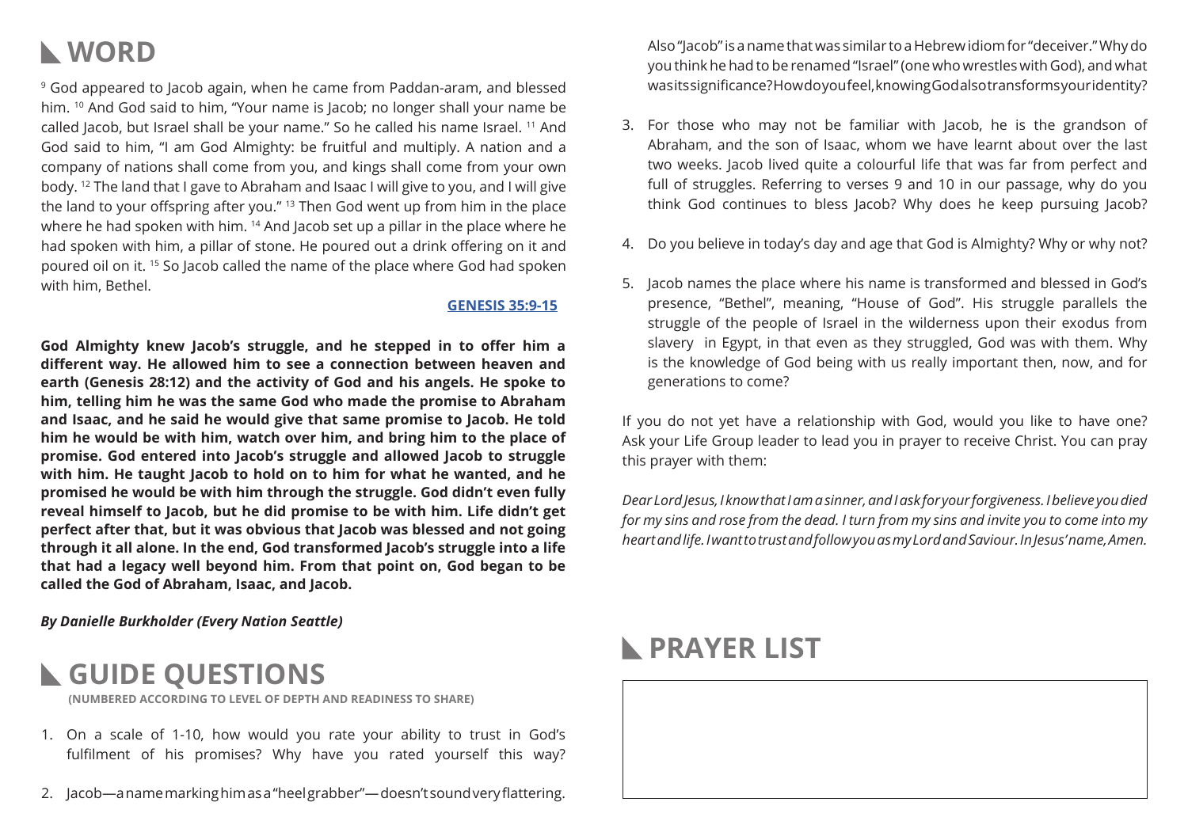## WORD

[9] God appeared to Jacob again, when he came from Paddan-aram, and blessed him. [10] And God said to him, "Your name is Jacob; no longer shall your name be called Jacob, but Israel shall be your name." So he called his name Israel. [11] And God said to him, "I am God Almighty: be fruitful and multiply. A nation and a company of nations shall come from you, and kings shall come from your own body. [12] The land that I gave to Abraham and Isaac I will give to you, and I will give the land to your offspring after you." [13] Then God went up from him in the place where he had spoken with him. [14] And Jacob set up a pillar in the place where he had spoken with him, a pillar of stone. He poured out a drink offering on it and poured oil on it. [15] So Jacob called the name of the place where God had spoken with him, Bethel.

**GENESIS 35:9-15**

**God Almighty knew Jacob's struggle, and he stepped in to offer him a different way. He allowed him to see a connection between heaven and earth (Genesis 28:12) and the activity of God and his angels. He spoke to him, telling him he was the same God who made the promise to Abraham and Isaac, and he said he would give that same promise to Jacob. He told him he would be with him, watch over him, and bring him to the place of promise. God entered into Jacob's struggle and allowed Jacob to struggle with him. He taught Jacob to hold on to him for what he wanted, and he promised he would be with him through the struggle. God didn't even fully reveal himself to Jacob, but he did promise to be with him. Life didn't get perfect after that, but it was obvious that Jacob was blessed and not going through it all alone. In the end, God transformed Jacob's struggle into a life that had a legacy well beyond him. From that point on, God began to be called the God of Abraham, Isaac, and Jacob.**

***By Danielle Burkholder (Every Nation Seattle)***

## GUIDE QUESTIONS

**(NUMBERED ACCORDING TO LEVEL OF DEPTH AND READINESS TO SHARE)**

1. On a scale of 1-10, how would you rate your ability to trust in God's fulfilment of his promises? Why have you rated yourself this way?
2. Jacob—a name marking him as a "heel grabber"—doesn't sound very flattering. Also "Jacob" is a name that was similar to a Hebrew idiom for "deceiver." Why do you think he had to be renamed "Israel" (one who wrestles with God), and what was its significance? How do you feel, knowing God also transforms your identity?
3. For those who may not be familiar with Jacob, he is the grandson of Abraham, and the son of Isaac, whom we have learnt about over the last two weeks. Jacob lived quite a colourful life that was far from perfect and full of struggles. Referring to verses 9 and 10 in our passage, why do you think God continues to bless Jacob? Why does he keep pursuing Jacob?
4. Do you believe in today's day and age that God is Almighty? Why or why not?
5. Jacob names the place where his name is transformed and blessed in God's presence, "Bethel", meaning, "House of God". His struggle parallels the struggle of the people of Israel in the wilderness upon their exodus from slavery in Egypt, in that even as they struggled, God was with them. Why is the knowledge of God being with us really important then, now, and for generations to come?

If you do not yet have a relationship with God, would you like to have one? Ask your Life Group leader to lead you in prayer to receive Christ. You can pray this prayer with them:

*Dear Lord Jesus, I know that I am a sinner, and I ask for your forgiveness. I believe you died for my sins and rose from the dead. I turn from my sins and invite you to come into my heart and life. I want to trust and follow you as my Lord and Saviour. In Jesus' name, Amen.*

## PRAYER LIST